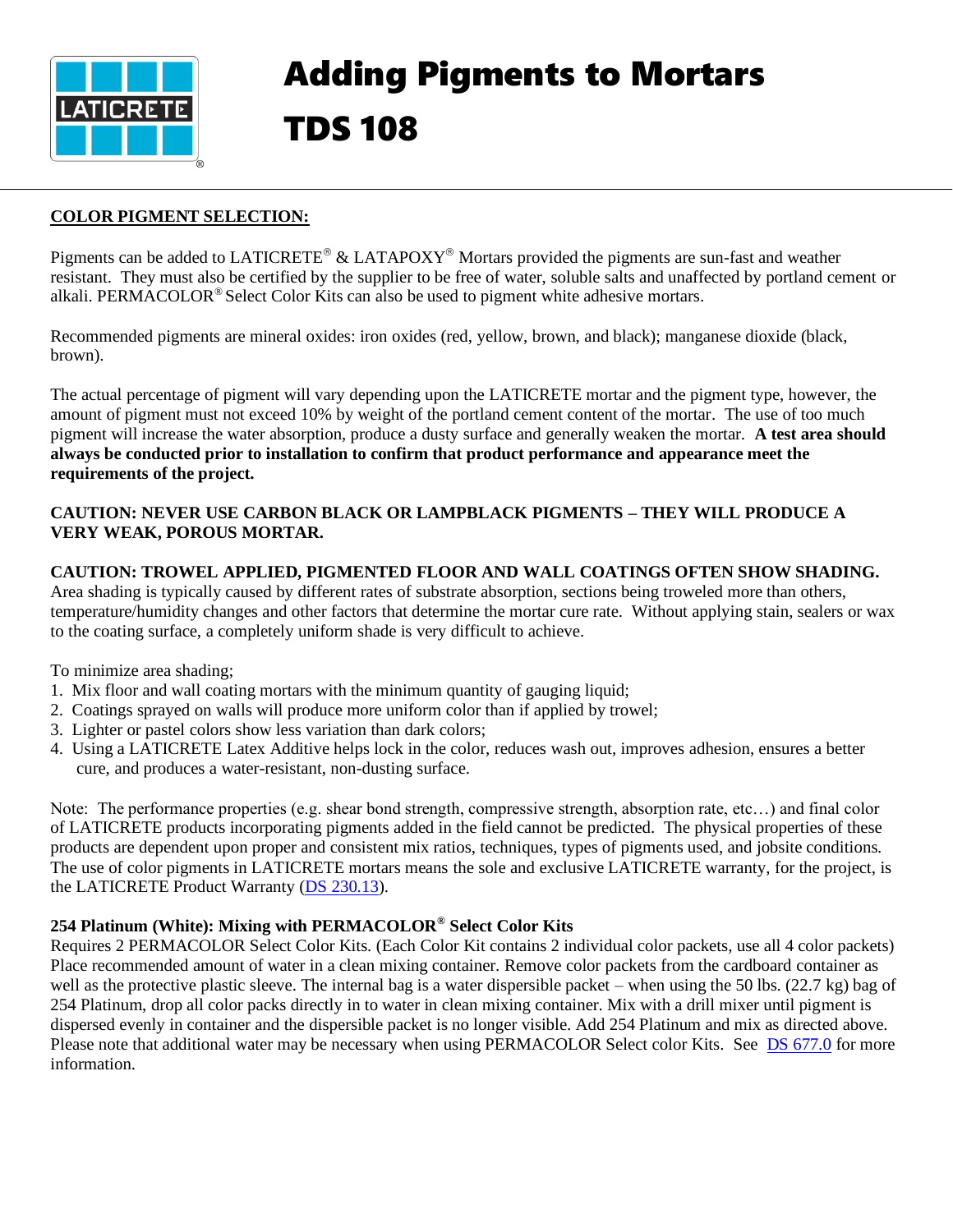# Adding Pigments to Mortars

# TDS 108

## COLOR PIGMENT SELECTION:

Pigments can be added to LATICRETE® & LATAPOXY® Mortars provided the pigments are sun-fast and weather resistant. They must also be certified by the supplier to be free of water, soluble salts and unaffected by portland cement or alkali. PERMACOLOR® Select Color Kits can also be used to pigment white adhesive mortars.

Recommended pigments are mineral oxides: iron oxides (red, yellow, brown, and black); manganese dioxide (black, brown).

The actual percentage of pigment will vary depending upon the LATICRETE mortar and the pigment type, however, the amount of pigment must not exceed 10% by weight of the portland cement content of the mortar. The use of too much pigment will increase the water absorption, produce a dusty surface and generally weaken the mortar. **A test area should always be conducted prior to installation to confirm that product performance and appearance meet the requirements of the project.**

**CAUTION: NEVER USE CARBON BLACK OR LAMPBLACK PIGMENTS – THEY WILL PRODUCE A VERY WEAK, POROUS MORTAR.**

**CAUTION: TROWEL APPLIED, PIGMENTED FLOOR AND WALL COATINGS OFTEN SHOW SHADING.** Area shading is typically caused by different rates of substrate absorption, sections being troweled more than others, temperature/humidity changes and other factors that determine the mortar cure rate. Without applying stain, sealers or wax to the coating surface, a completely uniform shade is very difficult to achieve.

To minimize area shading;

1. Mix floor and wall coating mortars with the minimum quantity of gauging liquid;
2. Coatings sprayed on walls will produce more uniform color than if applied by trowel;
3. Lighter or pastel colors show less variation than dark colors;
4. Using a LATICRETE Latex Additive helps lock in the color, reduces wash out, improves adhesion, ensures a better cure, and produces a water-resistant, non-dusting surface.

Note: The performance properties (e.g. shear bond strength, compressive strength, absorption rate, etc…) and final color of LATICRETE products incorporating pigments added in the field cannot be predicted. The physical properties of these products are dependent upon proper and consistent mix ratios, techniques, types of pigments used, and jobsite conditions. The use of color pigments in LATICRETE mortars means the sole and exclusive LATICRETE warranty, for the project, is the LATICRETE Product Warranty (DS 230.13).

### 254 Platinum (White): Mixing with PERMACOLOR® Select Color Kits

Requires 2 PERMACOLOR Select Color Kits. (Each Color Kit contains 2 individual color packets, use all 4 color packets) Place recommended amount of water in a clean mixing container. Remove color packets from the cardboard container as well as the protective plastic sleeve. The internal bag is a water dispersible packet – when using the 50 lbs. (22.7 kg) bag of 254 Platinum, drop all color packs directly in to water in clean mixing container. Mix with a drill mixer until pigment is dispersed evenly in container and the dispersible packet is no longer visible. Add 254 Platinum and mix as directed above. Please note that additional water may be necessary when using PERMACOLOR Select color Kits. See DS 677.0 for more information.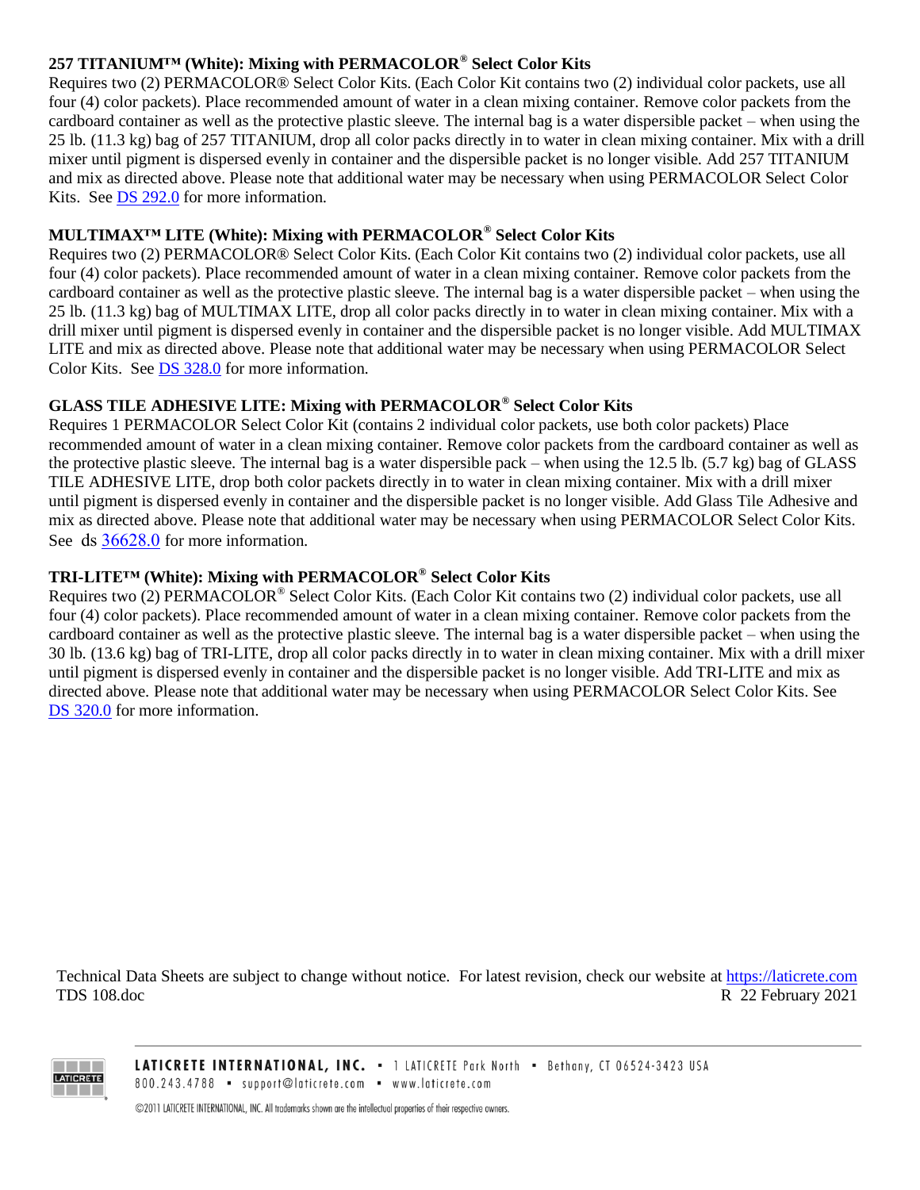### 257 TITANIUM™ (White): Mixing with PERMACOLOR® Select Color Kits

Requires two (2) PERMACOLOR® Select Color Kits. (Each Color Kit contains two (2) individual color packets, use all four (4) color packets). Place recommended amount of water in a clean mixing container. Remove color packets from the cardboard container as well as the protective plastic sleeve. The internal bag is a water dispersible packet – when using the 25 lb. (11.3 kg) bag of 257 TITANIUM, drop all color packs directly in to water in clean mixing container. Mix with a drill mixer until pigment is dispersed evenly in container and the dispersible packet is no longer visible. Add 257 TITANIUM and mix as directed above. Please note that additional water may be necessary when using PERMACOLOR Select Color Kits. See DS 292.0 for more information.

### MULTIMAX™ LITE (White): Mixing with PERMACOLOR® Select Color Kits

Requires two (2) PERMACOLOR® Select Color Kits. (Each Color Kit contains two (2) individual color packets, use all four (4) color packets). Place recommended amount of water in a clean mixing container. Remove color packets from the cardboard container as well as the protective plastic sleeve. The internal bag is a water dispersible packet – when using the 25 lb. (11.3 kg) bag of MULTIMAX LITE, drop all color packs directly in to water in clean mixing container. Mix with a drill mixer until pigment is dispersed evenly in container and the dispersible packet is no longer visible. Add MULTIMAX LITE and mix as directed above. Please note that additional water may be necessary when using PERMACOLOR Select Color Kits. See DS 328.0 for more information.

### GLASS TILE ADHESIVE LITE: Mixing with PERMACOLOR® Select Color Kits

Requires 1 PERMACOLOR Select Color Kit (contains 2 individual color packets, use both color packets) Place recommended amount of water in a clean mixing container. Remove color packets from the cardboard container as well as the protective plastic sleeve. The internal bag is a water dispersible pack – when using the 12.5 lb. (5.7 kg) bag of GLASS TILE ADHESIVE LITE, drop both color packets directly in to water in clean mixing container. Mix with a drill mixer until pigment is dispersed evenly in container and the dispersible packet is no longer visible. Add Glass Tile Adhesive and mix as directed above. Please note that additional water may be necessary when using PERMACOLOR Select Color Kits. See ds 36628.0 for more information.

### TRI-LITE™ (White): Mixing with PERMACOLOR® Select Color Kits

Requires two (2) PERMACOLOR® Select Color Kits. (Each Color Kit contains two (2) individual color packets, use all four (4) color packets). Place recommended amount of water in a clean mixing container. Remove color packets from the cardboard container as well as the protective plastic sleeve. The internal bag is a water dispersible packet – when using the 30 lb. (13.6 kg) bag of TRI-LITE, drop all color packs directly in to water in clean mixing container. Mix with a drill mixer until pigment is dispersed evenly in container and the dispersible packet is no longer visible. Add TRI-LITE and mix as directed above. Please note that additional water may be necessary when using PERMACOLOR Select Color Kits. See DS 320.0 for more information.

Technical Data Sheets are subject to change without notice. For latest revision, check our website at https://laticrete.com
TDS 108.doc R 22 February 2021

LATICRETE INTERNATIONAL, INC. ▪ 1 LATICRETE Park North ▪ Bethany, CT 06524-3423 USA
800.243.4788 ▪ support@laticrete.com ▪ www.laticrete.com

©2011 LATICRETE INTERNATIONAL, INC. All trademarks shown are the intellectual properties of their respective owners.